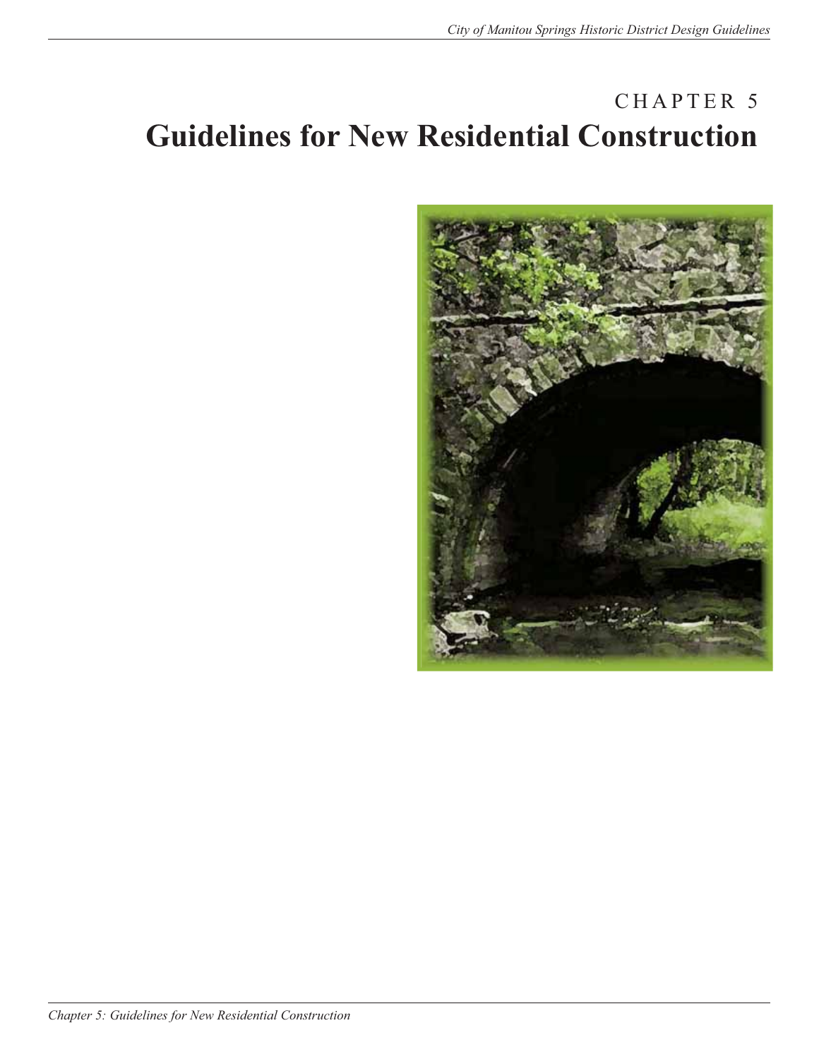# CHAPTER 5
# Guidelines for New Residential Construction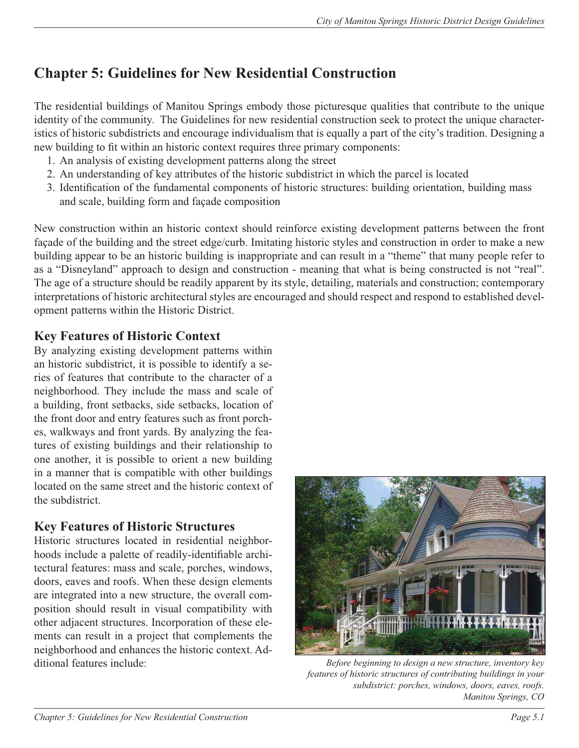# Chapter 5: Guidelines for New Residential Construction

The residential buildings of Manitou Springs embody those picturesque qualities that contribute to the unique identity of the community. The Guidelines for new residential construction seek to protect the unique characteristics of historic subdistricts and encourage individualism that is equally a part of the city's tradition. Designing a new building to fit within an historic context requires three primary components:

1. An analysis of existing development patterns along the street
2. An understanding of key attributes of the historic subdistrict in which the parcel is located
3. Identification of the fundamental components of historic structures: building orientation, building mass and scale, building form and façade composition

New construction within an historic context should reinforce existing development patterns between the front façade of the building and the street edge/curb. Imitating historic styles and construction in order to make a new building appear to be an historic building is inappropriate and can result in a "theme" that many people refer to as a "Disneyland" approach to design and construction - meaning that what is being constructed is not "real". The age of a structure should be readily apparent by its style, detailing, materials and construction; contemporary interpretations of historic architectural styles are encouraged and should respect and respond to established development patterns within the Historic District.

## Key Features of Historic Context

By analyzing existing development patterns within an historic subdistrict, it is possible to identify a series of features that contribute to the character of a neighborhood. They include the mass and scale of a building, front setbacks, side setbacks, location of the front door and entry features such as front porches, walkways and front yards. By analyzing the features of existing buildings and their relationship to one another, it is possible to orient a new building in a manner that is compatible with other buildings located on the same street and the historic context of the subdistrict.

## Key Features of Historic Structures

Historic structures located in residential neighborhoods include a palette of readily-identifiable architectural features: mass and scale, porches, windows, doors, eaves and roofs. When these design elements are integrated into a new structure, the overall composition should result in visual compatibility with other adjacent structures. Incorporation of these elements can result in a project that complements the neighborhood and enhances the historic context. Additional features include:

*Before beginning to design a new structure, inventory key features of historic structures of contributing buildings in your subdistrict: porches, windows, doors, eaves, roofs. Manitou Springs, CO*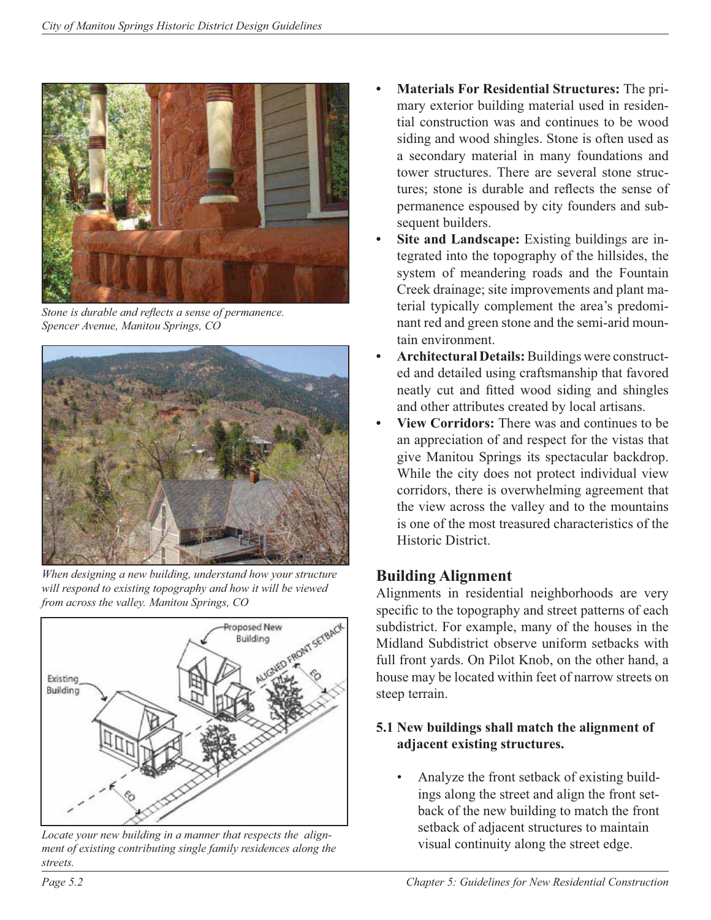*Stone is durable and reflects a sense of permanence. Spencer Avenue, Manitou Springs, CO*

*When designing a new building, understand how your structure will respond to existing topography and how it will be viewed from across the valley. Manitou Springs, CO*

*Locate your new building in a manner that respects the alignment of existing contributing single family residences along the streets.*

- **Materials For Residential Structures:** The primary exterior building material used in residential construction was and continues to be wood siding and wood shingles. Stone is often used as a secondary material in many foundations and tower structures. There are several stone structures; stone is durable and reflects the sense of permanence espoused by city founders and subsequent builders.
- **Site and Landscape:** Existing buildings are integrated into the topography of the hillsides, the system of meandering roads and the Fountain Creek drainage; site improvements and plant material typically complement the area's predominant red and green stone and the semi-arid mountain environment.
- **Architectural Details:** Buildings were constructed and detailed using craftsmanship that favored neatly cut and fitted wood siding and shingles and other attributes created by local artisans.
- **View Corridors:** There was and continues to be an appreciation of and respect for the vistas that give Manitou Springs its spectacular backdrop. While the city does not protect individual view corridors, there is overwhelming agreement that the view across the valley and to the mountains is one of the most treasured characteristics of the Historic District.

## Building Alignment

Alignments in residential neighborhoods are very specific to the topography and street patterns of each subdistrict. For example, many of the houses in the Midland Subdistrict observe uniform setbacks with full front yards. On Pilot Knob, on the other hand, a house may be located within feet of narrow streets on steep terrain.

### 5.1 New buildings shall match the alignment of adjacent existing structures.

- Analyze the front setback of existing buildings along the street and align the front setback of the new building to match the front setback of adjacent structures to maintain visual continuity along the street edge.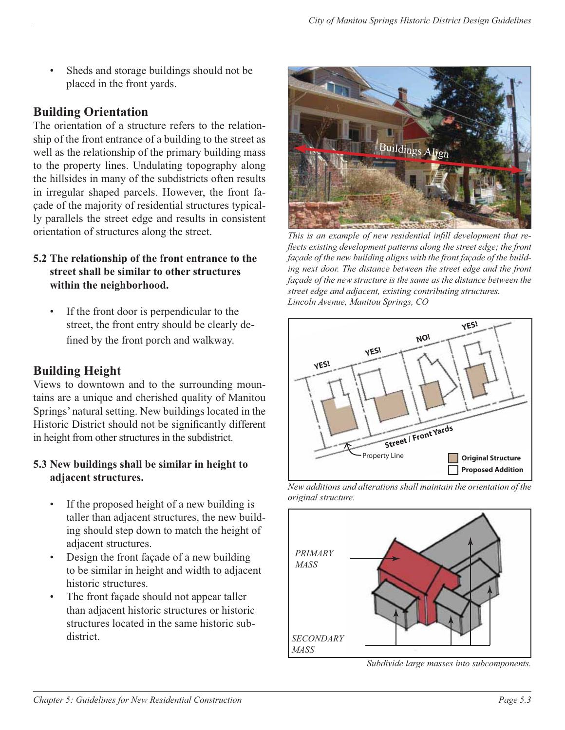- Sheds and storage buildings should not be placed in the front yards.

## Building Orientation

The orientation of a structure refers to the relationship of the front entrance of a building to the street as well as the relationship of the primary building mass to the property lines. Undulating topography along the hillsides in many of the subdistricts often results in irregular shaped parcels. However, the front façade of the majority of residential structures typically parallels the street edge and results in consistent orientation of structures along the street.

**5.2 The relationship of the front entrance to the street shall be similar to other structures within the neighborhood.**

- If the front door is perpendicular to the street, the front entry should be clearly defined by the front porch and walkway.

## Building Height

Views to downtown and to the surrounding mountains are a unique and cherished quality of Manitou Springs' natural setting. New buildings located in the Historic District should not be significantly different in height from other structures in the subdistrict.

**5.3 New buildings shall be similar in height to adjacent structures.**

- If the proposed height of a new building is taller than adjacent structures, the new building should step down to match the height of adjacent structures.
- Design the front façade of a new building to be similar in height and width to adjacent historic structures.
- The front façade should not appear taller than adjacent historic structures or historic structures located in the same historic subdistrict.

*This is an example of new residential infill development that reflects existing development patterns along the street edge; the front façade of the new building aligns with the front façade of the building next door. The distance between the street edge and the front façade of the new structure is the same as the distance between the street edge and adjacent, existing contributing structures. Lincoln Avenue, Manitou Springs, CO*

*New additions and alterations shall maintain the orientation of the original structure.*

*Subdivide large masses into subcomponents.*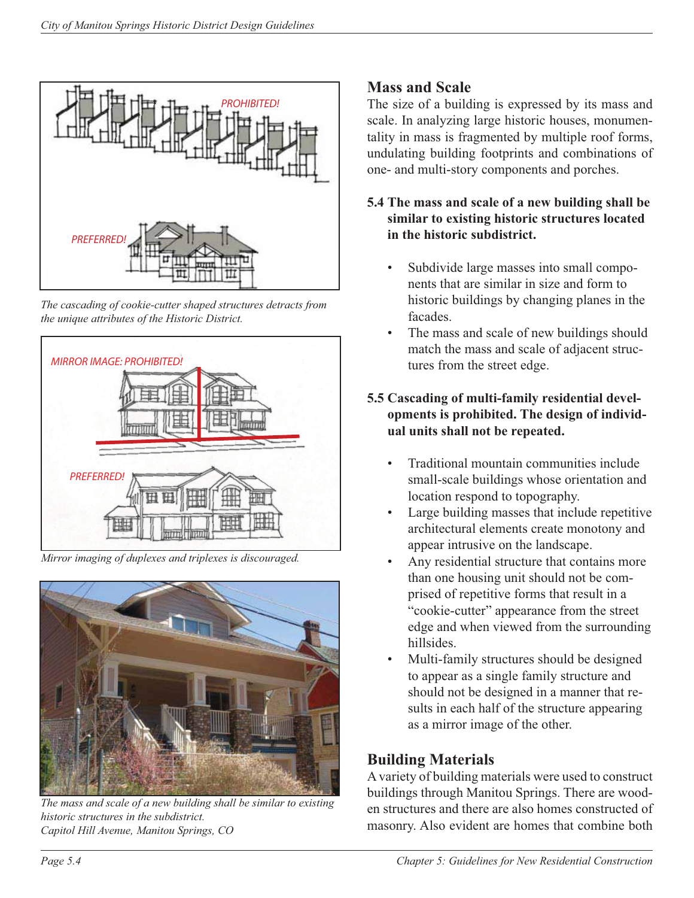*The cascading of cookie-cutter shaped structures detracts from the unique attributes of the Historic District.*

*Mirror imaging of duplexes and triplexes is discouraged.*

*The mass and scale of a new building shall be similar to existing historic structures in the subdistrict.*
*Capitol Hill Avenue, Manitou Springs, CO*

## Mass and Scale

The size of a building is expressed by its mass and scale. In analyzing large historic houses, monumentality in mass is fragmented by multiple roof forms, undulating building footprints and combinations of one- and multi-story components and porches.

**5.4 The mass and scale of a new building shall be similar to existing historic structures located in the historic subdistrict.**

- Subdivide large masses into small components that are similar in size and form to historic buildings by changing planes in the facades.
- The mass and scale of new buildings should match the mass and scale of adjacent structures from the street edge.

**5.5 Cascading of multi-family residential developments is prohibited. The design of individual units shall not be repeated.**

- Traditional mountain communities include small-scale buildings whose orientation and location respond to topography.
- Large building masses that include repetitive architectural elements create monotony and appear intrusive on the landscape.
- Any residential structure that contains more than one housing unit should not be comprised of repetitive forms that result in a "cookie-cutter" appearance from the street edge and when viewed from the surrounding hillsides.
- Multi-family structures should be designed to appear as a single family structure and should not be designed in a manner that results in each half of the structure appearing as a mirror image of the other.

## Building Materials

A variety of building materials were used to construct buildings through Manitou Springs. There are wooden structures and there are also homes constructed of masonry. Also evident are homes that combine both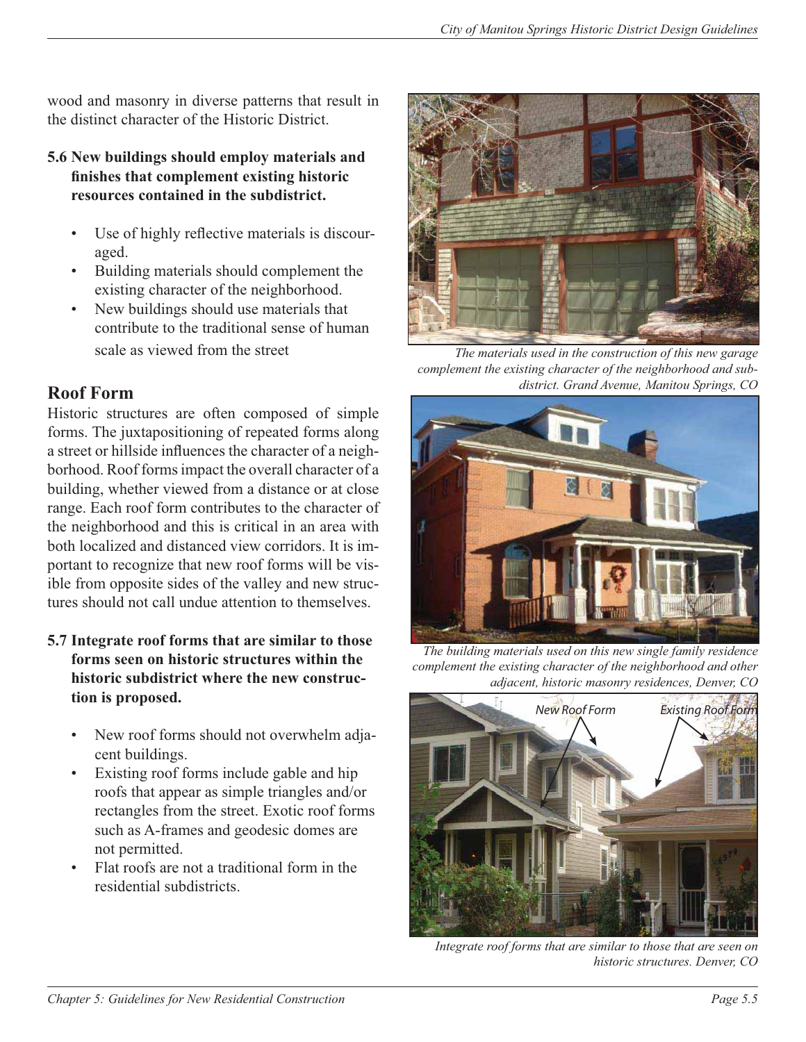wood and masonry in diverse patterns that result in the distinct character of the Historic District.

**5.6 New buildings should employ materials and finishes that complement existing historic resources contained in the subdistrict.**

- Use of highly reflective materials is discouraged.
- Building materials should complement the existing character of the neighborhood.
- New buildings should use materials that contribute to the traditional sense of human scale as viewed from the street

## Roof Form

Historic structures are often composed of simple forms. The juxtapositioning of repeated forms along a street or hillside influences the character of a neighborhood. Roof forms impact the overall character of a building, whether viewed from a distance or at close range. Each roof form contributes to the character of the neighborhood and this is critical in an area with both localized and distanced view corridors. It is important to recognize that new roof forms will be visible from opposite sides of the valley and new structures should not call undue attention to themselves.

**5.7 Integrate roof forms that are similar to those forms seen on historic structures within the historic subdistrict where the new construction is proposed.**

- New roof forms should not overwhelm adjacent buildings.
- Existing roof forms include gable and hip roofs that appear as simple triangles and/or rectangles from the street. Exotic roof forms such as A-frames and geodesic domes are not permitted.
- Flat roofs are not a traditional form in the residential subdistricts.

*The materials used in the construction of this new garage complement the existing character of the neighborhood and subdistrict. Grand Avenue, Manitou Springs, CO*

*The building materials used on this new single family residence complement the existing character of the neighborhood and other adjacent, historic masonry residences, Denver, CO*

New Roof Form

Existing Roof Form

*Integrate roof forms that are similar to those that are seen on historic structures. Denver, CO*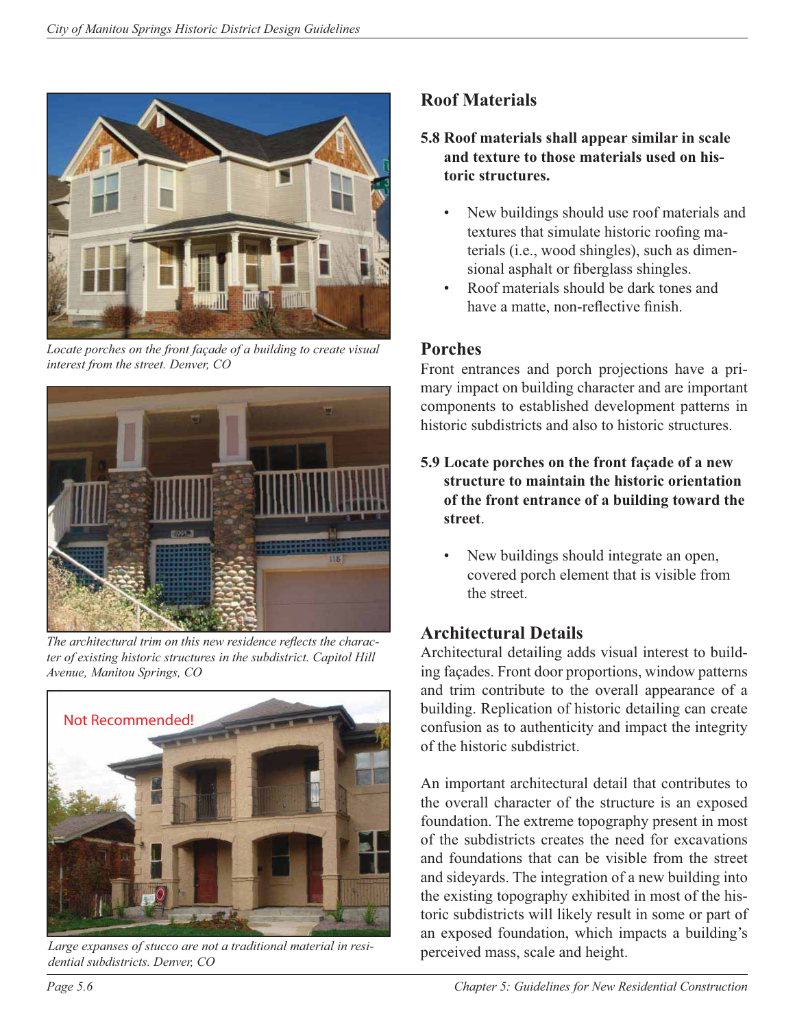Locate porches on the front façade of a building to create visual interest from the street. Denver, CO

The architectural trim on this new residence reflects the character of existing historic structures in the subdistrict. Capitol Hill Avenue, Manitou Springs, CO

Large expanses of stucco are not a traditional material in residential subdistricts. Denver, CO

## Roof Materials

**5.8 Roof materials shall appear similar in scale and texture to those materials used on historic structures.**

- New buildings should use roof materials and textures that simulate historic roofing materials (i.e., wood shingles), such as dimensional asphalt or fiberglass shingles.
- Roof materials should be dark tones and have a matte, non-reflective finish.

## Porches

Front entrances and porch projections have a primary impact on building character and are important components to established development patterns in historic subdistricts and also to historic structures.

**5.9 Locate porches on the front façade of a new structure to maintain the historic orientation of the front entrance of a building toward the street**.

- New buildings should integrate an open, covered porch element that is visible from the street.

## Architectural Details

Architectural detailing adds visual interest to building façades. Front door proportions, window patterns and trim contribute to the overall appearance of a building. Replication of historic detailing can create confusion as to authenticity and impact the integrity of the historic subdistrict.

An important architectural detail that contributes to the overall character of the structure is an exposed foundation. The extreme topography present in most of the subdistricts creates the need for excavations and foundations that can be visible from the street and sideyards. The integration of a new building into the existing topography exhibited in most of the historic subdistricts will likely result in some or part of an exposed foundation, which impacts a building's perceived mass, scale and height.